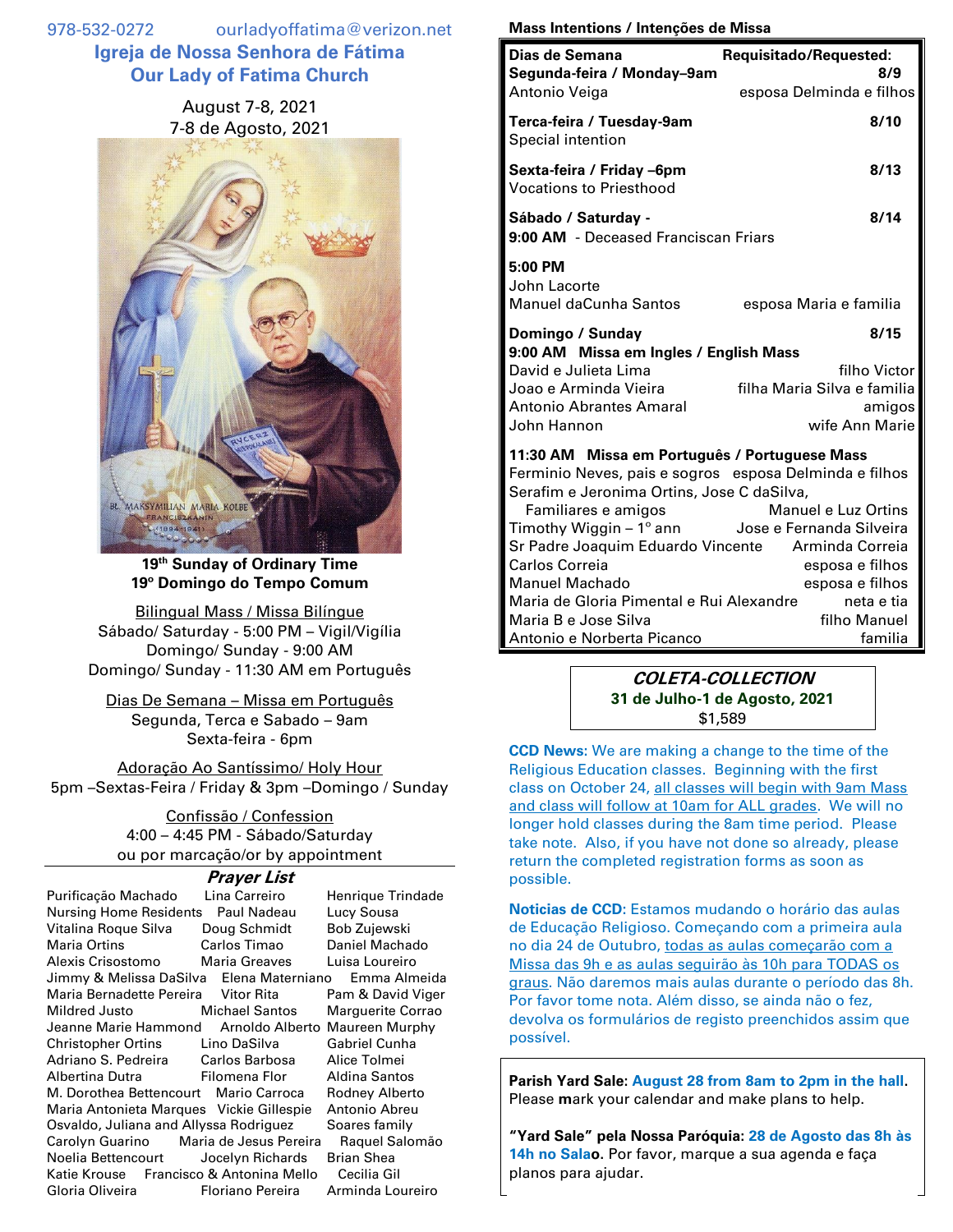978-532-0272 ourladyoffatima@verizon.net

# Igreja de Nossa Senhora de Fátima
# Our Lady of Fatima Church

August 7-8, 2021
7-8 de Agosto, 2021

BL. MAKSYMILIAN MARIA KOLBE FRANCISZKANIN (1894-1941)

**19th Sunday of Ordinary Time**
**19º Domingo do Tempo Comum**

Bilingual Mass / Missa Bilíngue
Sábado/ Saturday - 5:00 PM – Vigil/Vigília
Domingo/ Sunday - 9:00 AM
Domingo/ Sunday - 11:30 AM em Português

Dias De Semana – Missa em Português
Segunda, Terca e Sabado – 9am
Sexta-feira - 6pm

Adoração Ao Santíssimo/ Holy Hour
5pm –Sextas-Feira / Friday & 3pm –Domingo / Sunday

Confissão / Confession
4:00 – 4:45 PM - Sábado/Saturday
ou por marcação/or by appointment

## *Prayer List*

Purificação Machado, Lina Carreiro, Henrique Trindade, Nursing Home Residents, Paul Nadeau, Lucy Sousa, Vitalina Roque Silva, Doug Schmidt, Bob Zujewski, Maria Ortins, Carlos Timao, Daniel Machado, Alexis Crisostomo, Maria Greaves, Luisa Loureiro, Jimmy & Melissa DaSilva, Elena Materniano, Emma Almeida, Maria Bernadette Pereira, Vitor Rita, Pam & David Viger, Mildred Justo, Michael Santos, Marguerite Corrao, Jeanne Marie Hammond, Arnoldo Alberto, Maureen Murphy, Christopher Ortins, Lino DaSilva, Gabriel Cunha, Adriano S. Pedreira, Carlos Barbosa, Alice Tolmei, Albertina Dutra, Filomena Flor, Aldina Santos, M. Dorothea Bettencourt, Mario Carroca, Rodney Alberto, Maria Antonieta Marques, Vickie Gillespie, Antonio Abreu, Osvaldo, Juliana and Allyssa Rodriguez, Soares family, Carolyn Guarino, Maria de Jesus Pereira, Raquel Salomão, Noelia Bettencourt, Jocelyn Richards, Brian Shea, Katie Krouse, Francisco & Antonina Mello, Cecilia Gil, Gloria Oliveira, Floriano Pereira, Arminda Loureiro

**Mass Intentions / Intenções de Missa**

| **Dias de Semana** | **Requisitado/Requested:** |
|---|---|
| **Segunda-feira / Monday–9am** | **8/9** |
| Antonio Veiga | esposa Delminda e filhos |
| **Terca-feira / Tuesday-9am** | **8/10** |
| Special intention | |
| **Sexta-feira / Friday –6pm** | **8/13** |
| Vocations to Priesthood | |
| **Sábado / Saturday -** | **8/14** |
| **9:00 AM** - Deceased Franciscan Friars | |
| **5:00 PM** | |
| John Lacorte | |
| Manuel daCunha Santos | esposa Maria e familia |
| **Domingo / Sunday** | **8/15** |
| **9:00 AM Missa em Ingles / English Mass** | |
| David e Julieta Lima | filho Victor |
| Joao e Arminda Vieira | filha Maria Silva e familia |
| Antonio Abrantes Amaral | amigos |
| John Hannon | wife Ann Marie |
| **11:30 AM Missa em Português / Portuguese Mass** | |
| Ferminio Neves, pais e sogros | esposa Delminda e filhos |
| Serafim e Jeronima Ortins, Jose C daSilva, Familiares e amigos | Manuel e Luz Ortins |
| Timothy Wiggin – 1º ann | Jose e Fernanda Silveira |
| Sr Padre Joaquim Eduardo Vincente | Arminda Correia |
| Carlos Correia | esposa e filhos |
| Manuel Machado | esposa e filhos |
| Maria de Gloria Pimental e Rui Alexandre | neta e tia |
| Maria B e Jose Silva | filho Manuel |
| Antonio e Norberta Picanco | familia |

***COLETA-COLLECTION***
**31 de Julho-1 de Agosto, 2021**
$1,589

**CCD News:** We are making a change to the time of the Religious Education classes. Beginning with the first class on October 24, all classes will begin with 9am Mass and class will follow at 10am for ALL grades. We will no longer hold classes during the 8am time period. Please take note. Also, if you have not done so already, please return the completed registration forms as soon as possible.

**Noticias de CCD:** Estamos mudando o horário das aulas de Educação Religioso. Começando com a primeira aula no dia 24 de Outubro, todas as aulas começarão com a Missa das 9h e as aulas seguirão às 10h para TODOS os graus. Não daremos mais aulas durante o período das 8h. Por favor tome nota. Além disso, se ainda não o fez, devolva os formulários de registo preenchidos assim que possível.

**Parish Yard Sale**: **August 28 from 8am to 2pm in the hall**. Please **m**ark your calendar and make plans to help.

**"Yard Sale" pela Nossa Paróquia**: **28 de Agosto das 8h às 14h no Salao.** Por favor, marque a sua agenda e faça planos para ajudar.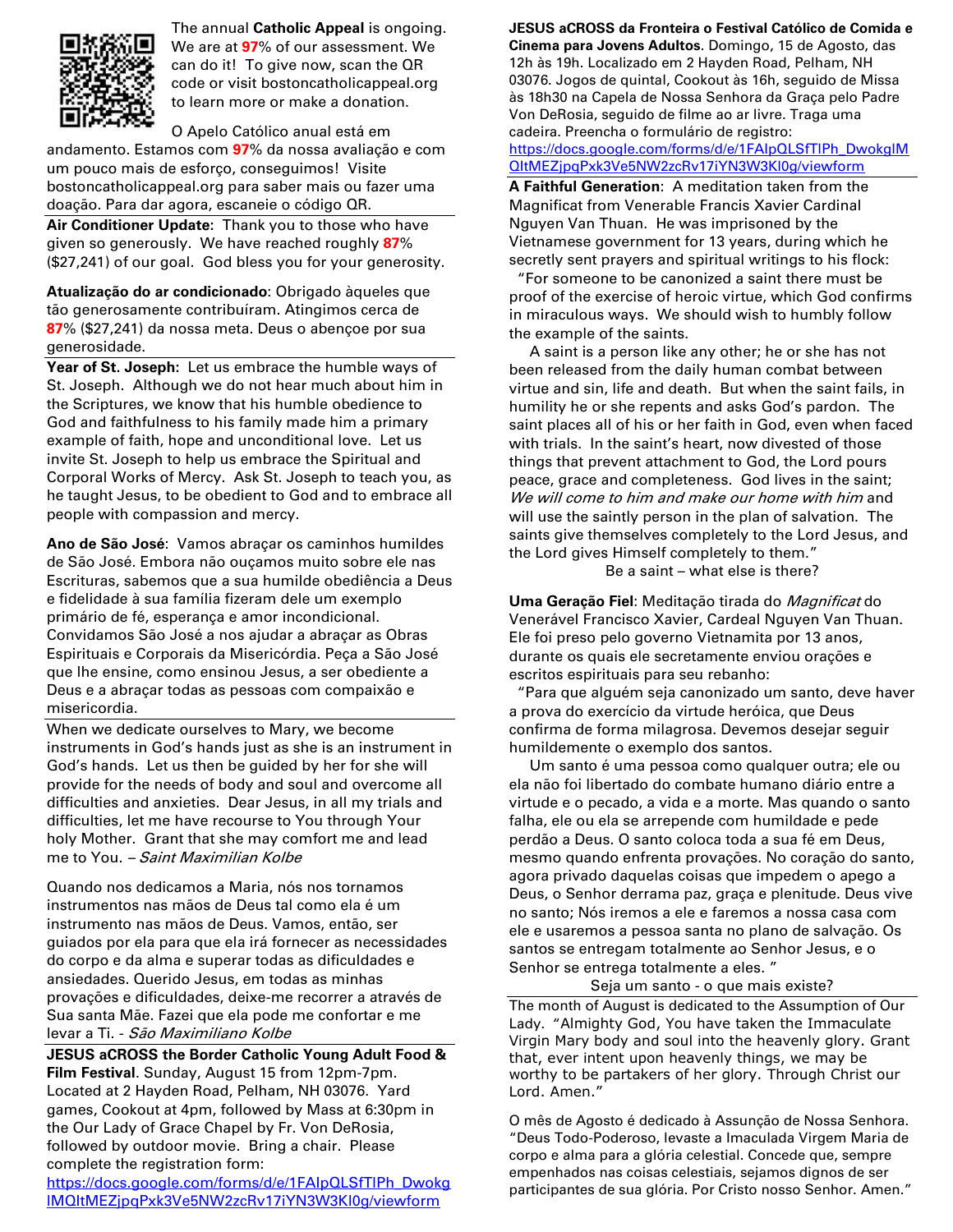The annual **Catholic Appeal** is ongoing. We are at **97**% of our assessment. We can do it! To give now, scan the QR code or visit bostoncatholicappeal.org to learn more or make a donation.

O Apelo Católico anual está em andamento. Estamos com **97**% da nossa avaliação e com um pouco mais de esforço, conseguimos! Visite bostoncatholicappeal.org para saber mais ou fazer uma doação. Para dar agora, escaneie o código QR.

**Air Conditioner Update**: Thank you to those who have given so generously. We have reached roughly **87**% ($27,241) of our goal. God bless you for your generosity.

**Atualização do ar condicionado**: Obrigado àqueles que tão generosamente contribuíram. Atingimos cerca de **87**% ($27,241) da nossa meta. Deus o abençoe por sua generosidade.

**Year of St. Joseph:** Let us embrace the humble ways of St. Joseph. Although we do not hear much about him in the Scriptures, we know that his humble obedience to God and faithfulness to his family made him a primary example of faith, hope and unconditional love. Let us invite St. Joseph to help us embrace the Spiritual and Corporal Works of Mercy. Ask St. Joseph to teach you, as he taught Jesus, to be obedient to God and to embrace all people with compassion and mercy.

**Ano de São José**: Vamos abraçar os caminhos humildes de São José. Embora não ouçamos muito sobre ele nas Escrituras, sabemos que a sua humilde obediência a Deus e fidelidade à sua família fizeram dele um exemplo primário de fé, esperança e amor incondicional. Convidamos São José a nos ajudar a abraçar as Obras Espirituais e Corporais da Misericórdia. Peça a São José que lhe ensine, como ensinou Jesus, a ser obediente a Deus e a abraçar todas as pessoas com compaixão e misericordia.

When we dedicate ourselves to Mary, we become instruments in God's hands just as she is an instrument in God's hands. Let us then be guided by her for she will provide for the needs of body and soul and overcome all difficulties and anxieties. Dear Jesus, in all my trials and difficulties, let me have recourse to You through Your holy Mother. Grant that she may comfort me and lead me to You. – *Saint Maximilian Kolbe*

Quando nos dedicamos a Maria, nós nos tornamos instrumentos nas mãos de Deus tal como ela é um instrumento nas mãos de Deus. Vamos, então, ser guiados por ela para que ela irá fornecer as necessidades do corpo e da alma e superar todas as dificuldades e ansiedades. Querido Jesus, em todas as minhas provações e dificuldades, deixe-me recorrer a através de Sua santa Mãe. Fazei que ela pode me confortar e me levar a Ti. - *São Maximiliano Kolbe*

**JESUS aCROSS the Border Catholic Young Adult Food & Film Festival**. Sunday, August 15 from 12pm-7pm. Located at 2 Hayden Road, Pelham, NH 03076. Yard games, Cookout at 4pm, followed by Mass at 6:30pm in the Our Lady of Grace Chapel by Fr. Von DeRosia, followed by outdoor movie. Bring a chair. Please complete the registration form: https://docs.google.com/forms/d/e/1FAIpQLSfTIPh_DwokgIMQItMEZjpqPxk3Ve5NW2zcRv17iYN3W3Kl0g/viewform

**JESUS aCROSS da Fronteira o Festival Católico de Comida e Cinema para Jovens Adultos**. Domingo, 15 de Agosto, das 12h às 19h. Localizado em 2 Hayden Road, Pelham, NH 03076. Jogos de quintal, Cookout às 16h, seguido de Missa às 18h30 na Capela de Nossa Senhora da Graça pelo Padre Von DeRosia, seguido de filme ao ar livre. Traga uma cadeira. Preencha o formulário de registro: https://docs.google.com/forms/d/e/1FAIpQLSfTIPh_DwokgIMQItMEZjpqPxk3Ve5NW2zcRv17iYN3W3Kl0g/viewform

**A Faithful Generation**: A meditation taken from the Magnificat from Venerable Francis Xavier Cardinal Nguyen Van Thuan. He was imprisoned by the Vietnamese government for 13 years, during which he secretly sent prayers and spiritual writings to his flock:

"For someone to be canonized a saint there must be proof of the exercise of heroic virtue, which God confirms in miraculous ways. We should wish to humbly follow the example of the saints.

A saint is a person like any other; he or she has not been released from the daily human combat between virtue and sin, life and death. But when the saint fails, in humility he or she repents and asks God's pardon. The saint places all of his or her faith in God, even when faced with trials. In the saint's heart, now divested of those things that prevent attachment to God, the Lord pours peace, grace and completeness. God lives in the saint; *We will come to him and make our home with him* and will use the saintly person in the plan of salvation. The saints give themselves completely to the Lord Jesus, and the Lord gives Himself completely to them."

Be a saint – what else is there?

**Uma Geração Fiel**: Meditação tirada do *Magnificat* do Venerável Francisco Xavier, Cardeal Nguyen Van Thuan. Ele foi preso pelo governo Vietnamita por 13 anos, durante os quais ele secretamente enviou orações e escritos espirituais para seu rebanho:

"Para que alguém seja canonizado um santo, deve haver a prova do exercício da virtude heróica, que Deus confirma de forma milagrosa. Devemos desejar seguir humildemente o exemplo dos santos.

Um santo é uma pessoa como qualquer outra; ele ou ela não foi libertado do combate humano diário entre a virtude e o pecado, a vida e a morte. Mas quando o santo falha, ele ou ela se arrepende com humildade e pede perdão a Deus. O santo coloca toda a sua fé em Deus, mesmo quando enfrenta provações. No coração do santo, agora privado daquelas coisas que impedem o apego a Deus, o Senhor derrama paz, graça e plenitude. Deus vive no santo; Nós iremos a ele e faremos a nossa casa com ele e usaremos a pessoa santa no plano de salvação. Os santos se entregam totalmente ao Senhor Jesus, e o Senhor se entrega totalmente a eles. "

Seja um santo - o que mais existe?

The month of August is dedicated to the Assumption of Our Lady. "Almighty God, You have taken the Immaculate Virgin Mary body and soul into the heavenly glory. Grant that, ever intent upon heavenly things, we may be worthy to be partakers of her glory. Through Christ our Lord. Amen."

O mês de Agosto é dedicado à Assunção de Nossa Senhora. "Deus Todo-Poderoso, levaste a Imaculada Virgem Maria de corpo e alma para a glória celestial. Concede que, sempre empenhados nas coisas celestiais, sejamos dignos de ser participantes de sua glória. Por Cristo nosso Senhor. Amen."